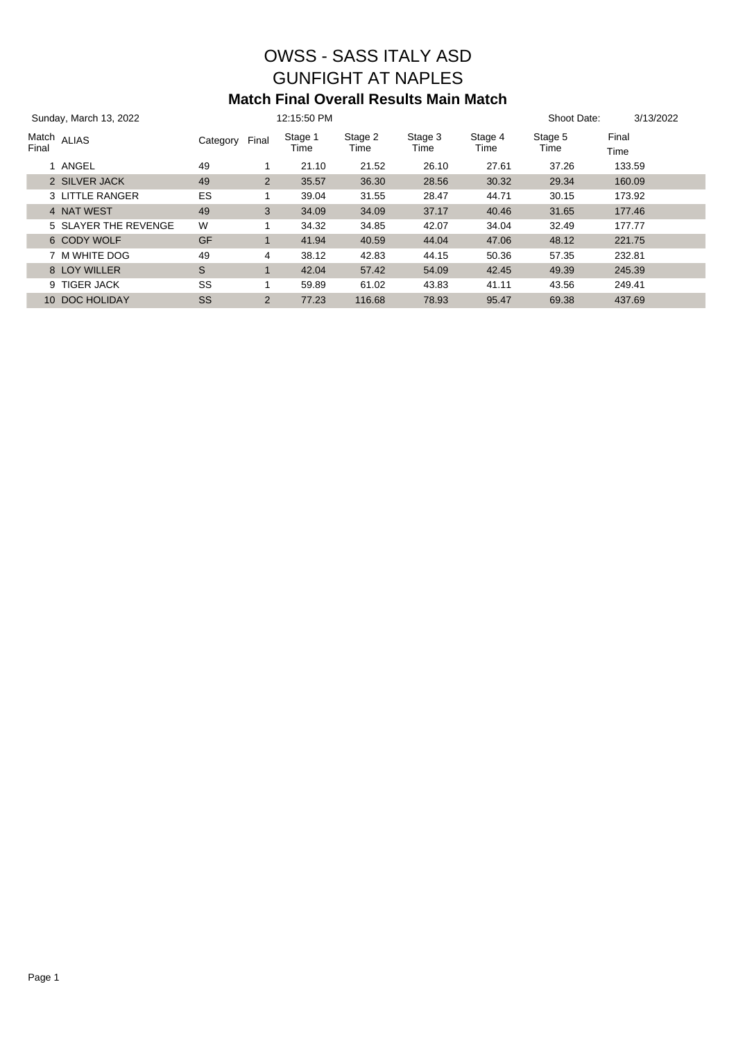# OWSS - SASS ITALY ASD

# GUNFIGHT AT NAPLES

## Match Final Overall Results Main Match

Sunday, March 13, 2022 | 12:15:50 PM | Shoot Date: 3/13/2022

| Match Final | ALIAS | Category | Final | Stage 1 Time | Stage 2 Time | Stage 3 Time | Stage 4 Time | Stage 5 Time | Final Time |
|---|---|---|---|---|---|---|---|---|---|
| 1 | ANGEL | 49 | 1 | 21.10 | 21.52 | 26.10 | 27.61 | 37.26 | 133.59 |
| 2 | SILVER JACK | 49 | 2 | 35.57 | 36.30 | 28.56 | 30.32 | 29.34 | 160.09 |
| 3 | LITTLE RANGER | ES | 1 | 39.04 | 31.55 | 28.47 | 44.71 | 30.15 | 173.92 |
| 4 | NAT WEST | 49 | 3 | 34.09 | 34.09 | 37.17 | 40.46 | 31.65 | 177.46 |
| 5 | SLAYER THE REVENGE | W | 1 | 34.32 | 34.85 | 42.07 | 34.04 | 32.49 | 177.77 |
| 6 | CODY WOLF | GF | 1 | 41.94 | 40.59 | 44.04 | 47.06 | 48.12 | 221.75 |
| 7 | M WHITE DOG | 49 | 4 | 38.12 | 42.83 | 44.15 | 50.36 | 57.35 | 232.81 |
| 8 | LOY WILLER | S | 1 | 42.04 | 57.42 | 54.09 | 42.45 | 49.39 | 245.39 |
| 9 | TIGER JACK | SS | 1 | 59.89 | 61.02 | 43.83 | 41.11 | 43.56 | 249.41 |
| 10 | DOC HOLIDAY | SS | 2 | 77.23 | 116.68 | 78.93 | 95.47 | 69.38 | 437.69 |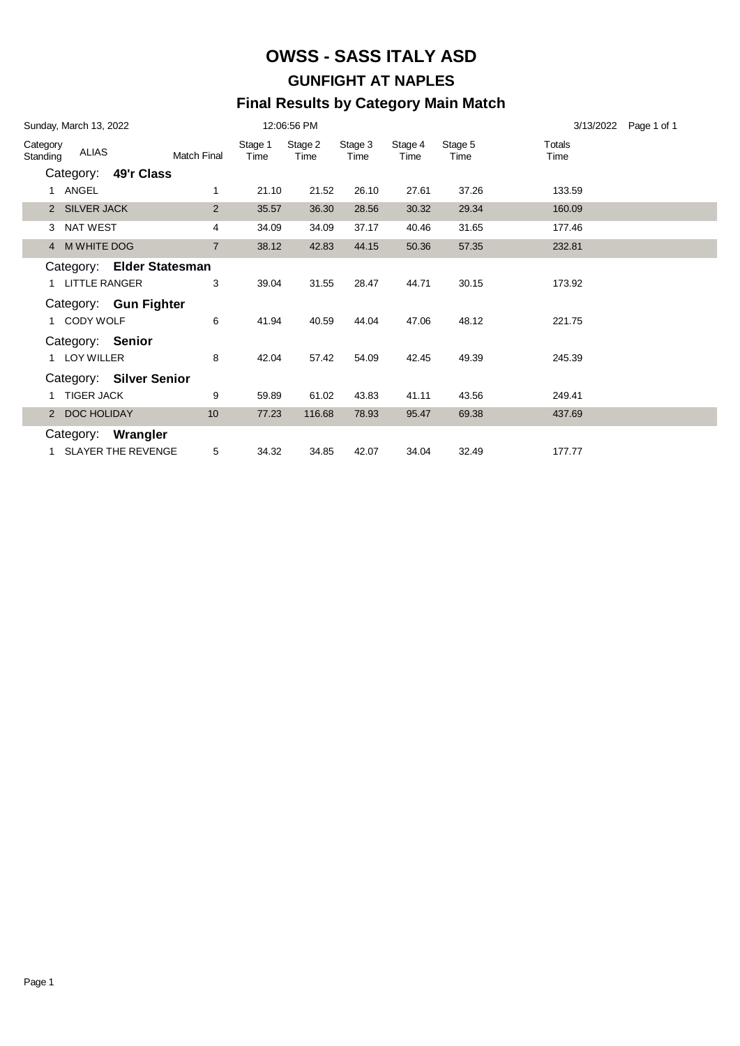# OWSS - SASS ITALY ASD

## GUNFIGHT AT NAPLES

### Final Results by Category Main Match

Sunday, March 13, 2022 12:06:56 PM 3/13/2022

| Category Standing | ALIAS | Match Final | Stage 1 Time | Stage 2 Time | Stage 3 Time | Stage 4 Time | Stage 5 Time | Totals Time |
|---|---|---|---|---|---|---|---|---|
| **Category: 49'r Class** | | | | | | | | |
| 1 | ANGEL | 1 | 21.10 | 21.52 | 26.10 | 27.61 | 37.26 | 133.59 |
| 2 | SILVER JACK | 2 | 35.57 | 36.30 | 28.56 | 30.32 | 29.34 | 160.09 |
| 3 | NAT WEST | 4 | 34.09 | 34.09 | 37.17 | 40.46 | 31.65 | 177.46 |
| 4 | M WHITE DOG | 7 | 38.12 | 42.83 | 44.15 | 50.36 | 57.35 | 232.81 |
| **Category: Elder Statesman** | | | | | | | | |
| 1 | LITTLE RANGER | 3 | 39.04 | 31.55 | 28.47 | 44.71 | 30.15 | 173.92 |
| **Category: Gun Fighter** | | | | | | | | |
| 1 | CODY WOLF | 6 | 41.94 | 40.59 | 44.04 | 47.06 | 48.12 | 221.75 |
| **Category: Senior** | | | | | | | | |
| 1 | LOY WILLER | 8 | 42.04 | 57.42 | 54.09 | 42.45 | 49.39 | 245.39 |
| **Category: Silver Senior** | | | | | | | | |
| 1 | TIGER JACK | 9 | 59.89 | 61.02 | 43.83 | 41.11 | 43.56 | 249.41 |
| 2 | DOC HOLIDAY | 10 | 77.23 | 116.68 | 78.93 | 95.47 | 69.38 | 437.69 |
| **Category: Wrangler** | | | | | | | | |
| 1 | SLAYER THE REVENGE | 5 | 34.32 | 34.85 | 42.07 | 34.04 | 32.49 | 177.77 |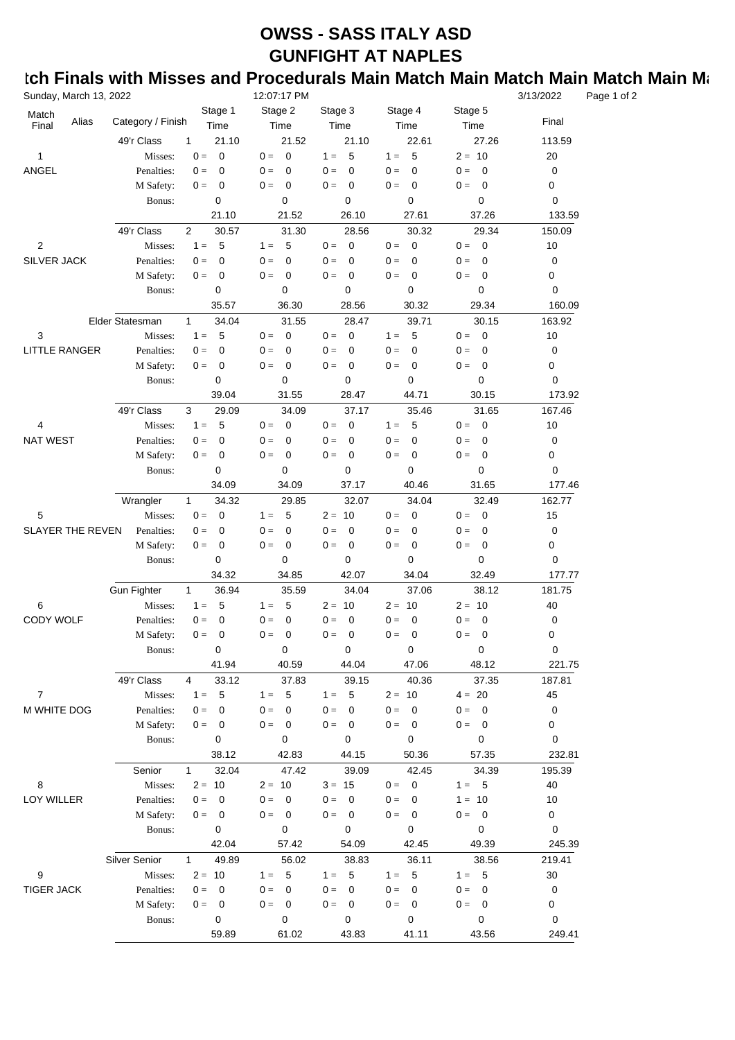# OWSS - SASS ITALY ASD

# GUNFIGHT AT NAPLES

## tch Finals with Misses and Procedurals Main Match Main Match Main Match Main Ma

Sunday, March 13, 2022 12:07:17 PM 3/13/2022

| Match Final | Alias | Category / Finish | | Stage 1 Time | Stage 2 Time | Stage 3 Time | Stage 4 Time | Stage 5 Time | Final |
|---|---|---|---|---|---|---|---|---|---|
| | | 49'r Class | 1 | 21.10 | 21.52 | 21.10 | 22.61 | 27.26 | 113.59 |
| 1 | | Misses: | | 0 = 0 | 0 = 0 | 1 = 5 | 1 = 5 | 2 = 10 | 20 |
| ANGEL | | Penalties: | | 0 = 0 | 0 = 0 | 0 = 0 | 0 = 0 | 0 = 0 | 0 |
| | | M Safety: | | 0 = 0 | 0 = 0 | 0 = 0 | 0 = 0 | 0 = 0 | 0 |
| | | Bonus: | | 0 | 0 | 0 | 0 | 0 | 0 |
| | | | | 21.10 | 21.52 | 26.10 | 27.61 | 37.26 | 133.59 |
| | | 49'r Class | 2 | 30.57 | 31.30 | 28.56 | 30.32 | 29.34 | 150.09 |
| 2 | | Misses: | | 1 = 5 | 1 = 5 | 0 = 0 | 0 = 0 | 0 = 0 | 10 |
| SILVER JACK | | Penalties: | | 0 = 0 | 0 = 0 | 0 = 0 | 0 = 0 | 0 = 0 | 0 |
| | | M Safety: | | 0 = 0 | 0 = 0 | 0 = 0 | 0 = 0 | 0 = 0 | 0 |
| | | Bonus: | | 0 | 0 | 0 | 0 | 0 | 0 |
| | | | | 35.57 | 36.30 | 28.56 | 30.32 | 29.34 | 160.09 |
| | | Elder Statesman | 1 | 34.04 | 31.55 | 28.47 | 39.71 | 30.15 | 163.92 |
| 3 | | Misses: | | 1 = 5 | 0 = 0 | 0 = 0 | 1 = 5 | 0 = 0 | 10 |
| LITTLE RANGER | | Penalties: | | 0 = 0 | 0 = 0 | 0 = 0 | 0 = 0 | 0 = 0 | 0 |
| | | M Safety: | | 0 = 0 | 0 = 0 | 0 = 0 | 0 = 0 | 0 = 0 | 0 |
| | | Bonus: | | 0 | 0 | 0 | 0 | 0 | 0 |
| | | | | 39.04 | 31.55 | 28.47 | 44.71 | 30.15 | 173.92 |
| | | 49'r Class | 3 | 29.09 | 34.09 | 37.17 | 35.46 | 31.65 | 167.46 |
| 4 | | Misses: | | 1 = 5 | 0 = 0 | 0 = 0 | 1 = 5 | 0 = 0 | 10 |
| NAT WEST | | Penalties: | | 0 = 0 | 0 = 0 | 0 = 0 | 0 = 0 | 0 = 0 | 0 |
| | | M Safety: | | 0 = 0 | 0 = 0 | 0 = 0 | 0 = 0 | 0 = 0 | 0 |
| | | Bonus: | | 0 | 0 | 0 | 0 | 0 | 0 |
| | | | | 34.09 | 34.09 | 37.17 | 40.46 | 31.65 | 177.46 |
| | | Wrangler | 1 | 34.32 | 29.85 | 32.07 | 34.04 | 32.49 | 162.77 |
| 5 | | Misses: | | 0 = 0 | 1 = 5 | 2 = 10 | 0 = 0 | 0 = 0 | 15 |
| SLAYER THE REVEN | | Penalties: | | 0 = 0 | 0 = 0 | 0 = 0 | 0 = 0 | 0 = 0 | 0 |
| | | M Safety: | | 0 = 0 | 0 = 0 | 0 = 0 | 0 = 0 | 0 = 0 | 0 |
| | | Bonus: | | 0 | 0 | 0 | 0 | 0 | 0 |
| | | | | 34.32 | 34.85 | 42.07 | 34.04 | 32.49 | 177.77 |
| | | Gun Fighter | 1 | 36.94 | 35.59 | 34.04 | 37.06 | 38.12 | 181.75 |
| 6 | | Misses: | | 1 = 5 | 1 = 5 | 2 = 10 | 2 = 10 | 2 = 10 | 40 |
| CODY WOLF | | Penalties: | | 0 = 0 | 0 = 0 | 0 = 0 | 0 = 0 | 0 = 0 | 0 |
| | | M Safety: | | 0 = 0 | 0 = 0 | 0 = 0 | 0 = 0 | 0 = 0 | 0 |
| | | Bonus: | | 0 | 0 | 0 | 0 | 0 | 0 |
| | | | | 41.94 | 40.59 | 44.04 | 47.06 | 48.12 | 221.75 |
| | | 49'r Class | 4 | 33.12 | 37.83 | 39.15 | 40.36 | 37.35 | 187.81 |
| 7 | | Misses: | | 1 = 5 | 1 = 5 | 1 = 5 | 2 = 10 | 4 = 20 | 45 |
| M WHITE DOG | | Penalties: | | 0 = 0 | 0 = 0 | 0 = 0 | 0 = 0 | 0 = 0 | 0 |
| | | M Safety: | | 0 = 0 | 0 = 0 | 0 = 0 | 0 = 0 | 0 = 0 | 0 |
| | | Bonus: | | 0 | 0 | 0 | 0 | 0 | 0 |
| | | | | 38.12 | 42.83 | 44.15 | 50.36 | 57.35 | 232.81 |
| | | Senior | 1 | 32.04 | 47.42 | 39.09 | 42.45 | 34.39 | 195.39 |
| 8 | | Misses: | | 2 = 10 | 2 = 10 | 3 = 15 | 0 = 0 | 1 = 5 | 40 |
| LOY WILLER | | Penalties: | | 0 = 0 | 0 = 0 | 0 = 0 | 0 = 0 | 1 = 10 | 10 |
| | | M Safety: | | 0 = 0 | 0 = 0 | 0 = 0 | 0 = 0 | 0 = 0 | 0 |
| | | Bonus: | | 0 | 0 | 0 | 0 | 0 | 0 |
| | | | | 42.04 | 57.42 | 54.09 | 42.45 | 49.39 | 245.39 |
| | | Silver Senior | 1 | 49.89 | 56.02 | 38.83 | 36.11 | 38.56 | 219.41 |
| 9 | | Misses: | | 2 = 10 | 1 = 5 | 1 = 5 | 1 = 5 | 1 = 5 | 30 |
| TIGER JACK | | Penalties: | | 0 = 0 | 0 = 0 | 0 = 0 | 0 = 0 | 0 = 0 | 0 |
| | | M Safety: | | 0 = 0 | 0 = 0 | 0 = 0 | 0 = 0 | 0 = 0 | 0 |
| | | Bonus: | | 0 | 0 | 0 | 0 | 0 | 0 |
| | | | | 59.89 | 61.02 | 43.83 | 41.11 | 43.56 | 249.41 |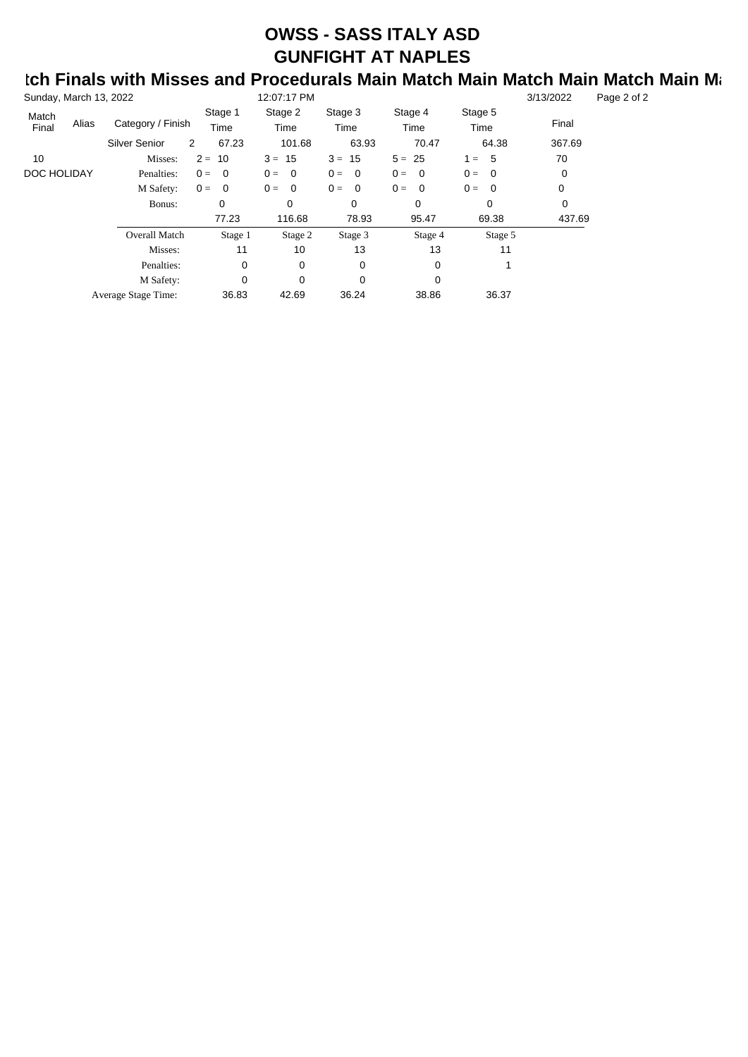# OWSS - SASS ITALY ASD
# GUNFIGHT AT NAPLES

## tch Finals with Misses and Procedurals Main Match Main Match Main Match Main Ma

Sunday, March 13, 2022 12:07:17 PM 3/13/2022

| Match Final | Alias | Category / Finish | | Stage 1 Time | Stage 2 Time | Stage 3 Time | Stage 4 Time | Stage 5 Time | Final |
|---|---|---|---|---|---|---|---|---|---|
| | | Silver Senior | 2 | 67.23 | 101.68 | 63.93 | 70.47 | 64.38 | 367.69 |
| 10 | | | Misses: | 2 = 10 | 3 = 15 | 3 = 15 | 5 = 25 | 1 = 5 | 70 |
| DOC HOLIDAY | | | Penalties: | 0 = 0 | 0 = 0 | 0 = 0 | 0 = 0 | 0 = 0 | 0 |
| | | | M Safety: | 0 = 0 | 0 = 0 | 0 = 0 | 0 = 0 | 0 = 0 | 0 |
| | | | Bonus: | 0 | 0 | 0 | 0 | 0 | 0 |
| | | | | 77.23 | 116.68 | 78.93 | 95.47 | 69.38 | 437.69 |

| Overall Match | Stage 1 | Stage 2 | Stage 3 | Stage 4 | Stage 5 |
|---|---|---|---|---|---|
| Misses: | 11 | 10 | 13 | 13 | 11 |
| Penalties: | 0 | 0 | 0 | 0 | 1 |
| M Safety: | 0 | 0 | 0 | 0 | |
| Average Stage Time: | 36.83 | 42.69 | 36.24 | 38.86 | 36.37 |